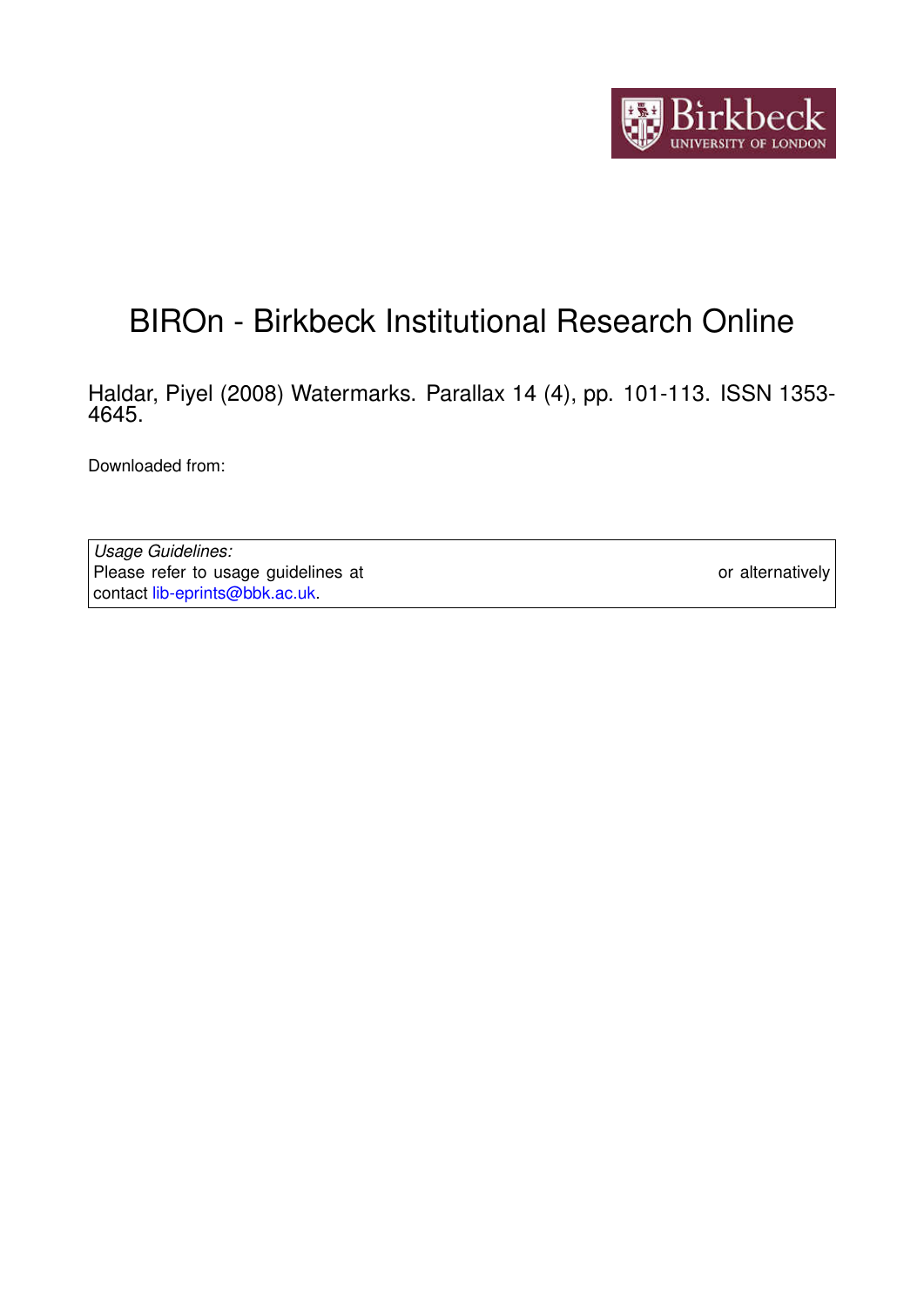# BIROn - Birkbeck Institutional Research Online

Haldar, Piyel (2008) Watermarks. Parallax 14 (4), pp. 101-113. ISSN 1353-4645.

Downloaded from:

*Usage Guidelines:*
Please refer to usage guidelines at or alternatively contact lib-eprints@bbk.ac.uk.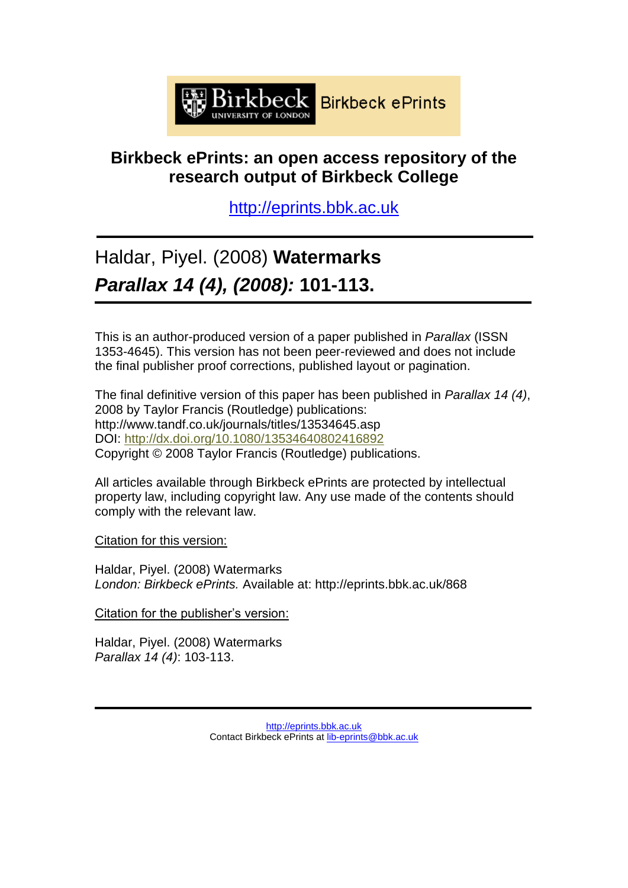Birkbeck ePrints

# Birkbeck ePrints: an open access repository of the research output of Birkbeck College

http://eprints.bbk.ac.uk

---

Haldar, Piyel. (2008) **Watermarks**
***Parallax 14 (4), (2008):*** **101-113.**

---

This is an author-produced version of a paper published in *Parallax* (ISSN 1353-4645). This version has not been peer-reviewed and does not include the final publisher proof corrections, published layout or pagination.

The final definitive version of this paper has been published in *Parallax 14 (4)*, 2008 by Taylor Francis (Routledge) publications:
http://www.tandf.co.uk/journals/titles/13534645.asp
DOI: http://dx.doi.org/10.1080/13534640802416892
Copyright © 2008 Taylor Francis (Routledge) publications.

All articles available through Birkbeck ePrints are protected by intellectual property law, including copyright law. Any use made of the contents should comply with the relevant law.

Citation for this version:

Haldar, Piyel. (2008) Watermarks
*London: Birkbeck ePrints.* Available at: http://eprints.bbk.ac.uk/868

Citation for the publisher's version:

Haldar, Piyel. (2008) Watermarks
*Parallax 14 (4)*: 103-113.

---

http://eprints.bbk.ac.uk
Contact Birkbeck ePrints at lib-eprints@bbk.ac.uk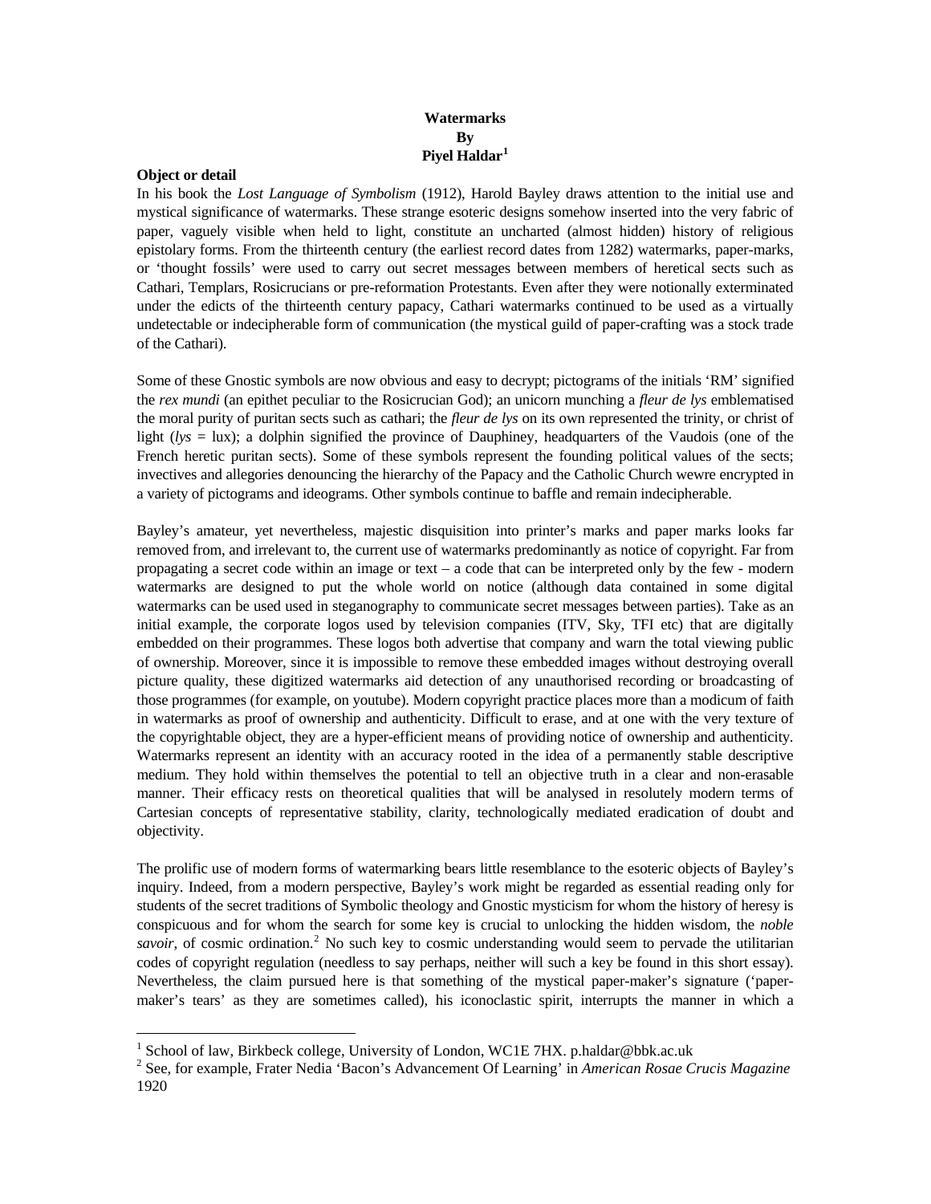**Watermarks**
**By**
**Piyel Haldar**[1]

**Object or detail**

In his book the *Lost Language of Symbolism* (1912), Harold Bayley draws attention to the initial use and mystical significance of watermarks. These strange esoteric designs somehow inserted into the very fabric of paper, vaguely visible when held to light, constitute an uncharted (almost hidden) history of religious epistolary forms. From the thirteenth century (the earliest record dates from 1282) watermarks, paper-marks, or 'thought fossils' were used to carry out secret messages between members of heretical sects such as Cathari, Templars, Rosicrucians or pre-reformation Protestants. Even after they were notionally exterminated under the edicts of the thirteenth century papacy, Cathari watermarks continued to be used as a virtually undetectable or indecipherable form of communication (the mystical guild of paper-crafting was a stock trade of the Cathari).

Some of these Gnostic symbols are now obvious and easy to decrypt; pictograms of the initials 'RM' signified the *rex mundi* (an epithet peculiar to the Rosicrucian God); an unicorn munching a *fleur de lys* emblematised the moral purity of puritan sects such as cathari; the *fleur de lys* on its own represented the trinity, or christ of light (*lys* = lux); a dolphin signified the province of Dauphiney, headquarters of the Vaudois (one of the French heretic puritan sects). Some of these symbols represent the founding political values of the sects; invectives and allegories denouncing the hierarchy of the Papacy and the Catholic Church wewre encrypted in a variety of pictograms and ideograms. Other symbols continue to baffle and remain indecipherable.

Bayley's amateur, yet nevertheless, majestic disquisition into printer's marks and paper marks looks far removed from, and irrelevant to, the current use of watermarks predominantly as notice of copyright. Far from propagating a secret code within an image or text – a code that can be interpreted only by the few - modern watermarks are designed to put the whole world on notice (although data contained in some digital watermarks can be used used in steganography to communicate secret messages between parties). Take as an initial example, the corporate logos used by television companies (ITV, Sky, TFI etc) that are digitally embedded on their programmes. These logos both advertise that company and warn the total viewing public of ownership. Moreover, since it is impossible to remove these embedded images without destroying overall picture quality, these digitized watermarks aid detection of any unauthorised recording or broadcasting of those programmes (for example, on youtube). Modern copyright practice places more than a modicum of faith in watermarks as proof of ownership and authenticity. Difficult to erase, and at one with the very texture of the copyrightable object, they are a hyper-efficient means of providing notice of ownership and authenticity. Watermarks represent an identity with an accuracy rooted in the idea of a permanently stable descriptive medium. They hold within themselves the potential to tell an objective truth in a clear and non-erasable manner. Their efficacy rests on theoretical qualities that will be analysed in resolutely modern terms of Cartesian concepts of representative stability, clarity, technologically mediated eradication of doubt and objectivity.

The prolific use of modern forms of watermarking bears little resemblance to the esoteric objects of Bayley's inquiry. Indeed, from a modern perspective, Bayley's work might be regarded as essential reading only for students of the secret traditions of Symbolic theology and Gnostic mysticism for whom the history of heresy is conspicuous and for whom the search for some key is crucial to unlocking the hidden wisdom, the *noble savoir*, of cosmic ordination.[2] No such key to cosmic understanding would seem to pervade the utilitarian codes of copyright regulation (needless to say perhaps, neither will such a key be found in this short essay). Nevertheless, the claim pursued here is that something of the mystical paper-maker's signature ('paper-maker's tears' as they are sometimes called), his iconoclastic spirit, interrupts the manner in which a

---

[1] School of law, Birkbeck college, University of London, WC1E 7HX. p.haldar@bbk.ac.uk

[2] See, for example, Frater Nedia 'Bacon's Advancement Of Learning' in *American Rosae Crucis Magazine* 1920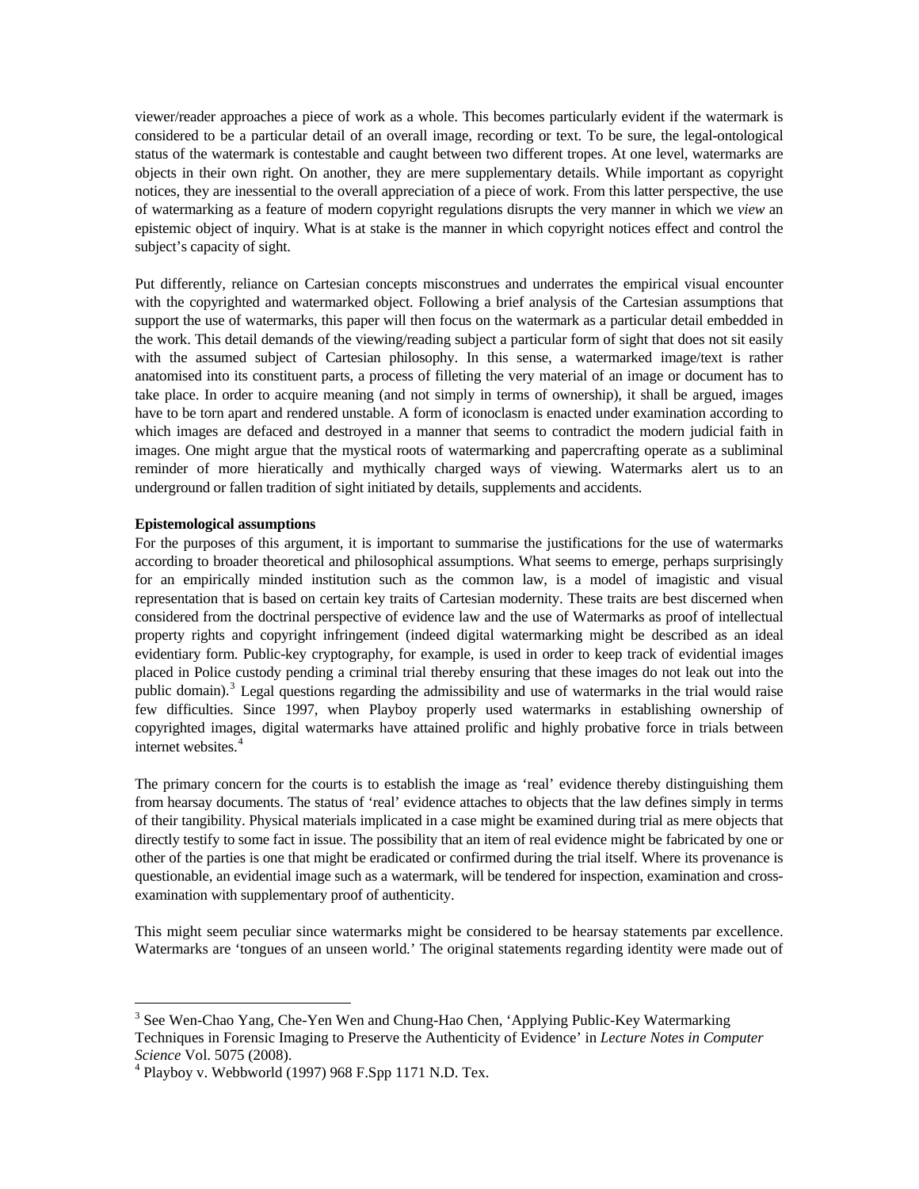viewer/reader approaches a piece of work as a whole. This becomes particularly evident if the watermark is considered to be a particular detail of an overall image, recording or text. To be sure, the legal-ontological status of the watermark is contestable and caught between two different tropes. At one level, watermarks are objects in their own right. On another, they are mere supplementary details. While important as copyright notices, they are inessential to the overall appreciation of a piece of work. From this latter perspective, the use of watermarking as a feature of modern copyright regulations disrupts the very manner in which we *view* an epistemic object of inquiry. What is at stake is the manner in which copyright notices effect and control the subject's capacity of sight.

Put differently, reliance on Cartesian concepts misconstrues and underrates the empirical visual encounter with the copyrighted and watermarked object. Following a brief analysis of the Cartesian assumptions that support the use of watermarks, this paper will then focus on the watermark as a particular detail embedded in the work. This detail demands of the viewing/reading subject a particular form of sight that does not sit easily with the assumed subject of Cartesian philosophy. In this sense, a watermarked image/text is rather anatomised into its constituent parts, a process of filleting the very material of an image or document has to take place. In order to acquire meaning (and not simply in terms of ownership), it shall be argued, images have to be torn apart and rendered unstable. A form of iconoclasm is enacted under examination according to which images are defaced and destroyed in a manner that seems to contradict the modern judicial faith in images. One might argue that the mystical roots of watermarking and papercrafting operate as a subliminal reminder of more hieratically and mythically charged ways of viewing. Watermarks alert us to an underground or fallen tradition of sight initiated by details, supplements and accidents.

**Epistemological assumptions**

For the purposes of this argument, it is important to summarise the justifications for the use of watermarks according to broader theoretical and philosophical assumptions. What seems to emerge, perhaps surprisingly for an empirically minded institution such as the common law, is a model of imagistic and visual representation that is based on certain key traits of Cartesian modernity. These traits are best discerned when considered from the doctrinal perspective of evidence law and the use of Watermarks as proof of intellectual property rights and copyright infringement (indeed digital watermarking might be described as an ideal evidentiary form. Public-key cryptography, for example, is used in order to keep track of evidential images placed in Police custody pending a criminal trial thereby ensuring that these images do not leak out into the public domain).[3] Legal questions regarding the admissibility and use of watermarks in the trial would raise few difficulties. Since 1997, when Playboy properly used watermarks in establishing ownership of copyrighted images, digital watermarks have attained prolific and highly probative force in trials between internet websites.[4]

The primary concern for the courts is to establish the image as 'real' evidence thereby distinguishing them from hearsay documents. The status of 'real' evidence attaches to objects that the law defines simply in terms of their tangibility. Physical materials implicated in a case might be examined during trial as mere objects that directly testify to some fact in issue. The possibility that an item of real evidence might be fabricated by one or other of the parties is one that might be eradicated or confirmed during the trial itself. Where its provenance is questionable, an evidential image such as a watermark, will be tendered for inspection, examination and cross-examination with supplementary proof of authenticity.

This might seem peculiar since watermarks might be considered to be hearsay statements par excellence. Watermarks are 'tongues of an unseen world.' The original statements regarding identity were made out of

---

[3] See Wen-Chao Yang, Che-Yen Wen and Chung-Hao Chen, 'Applying Public-Key Watermarking Techniques in Forensic Imaging to Preserve the Authenticity of Evidence' in *Lecture Notes in Computer Science* Vol. 5075 (2008).

[4] Playboy v. Webbworld (1997) 968 F.Spp 1171 N.D. Tex.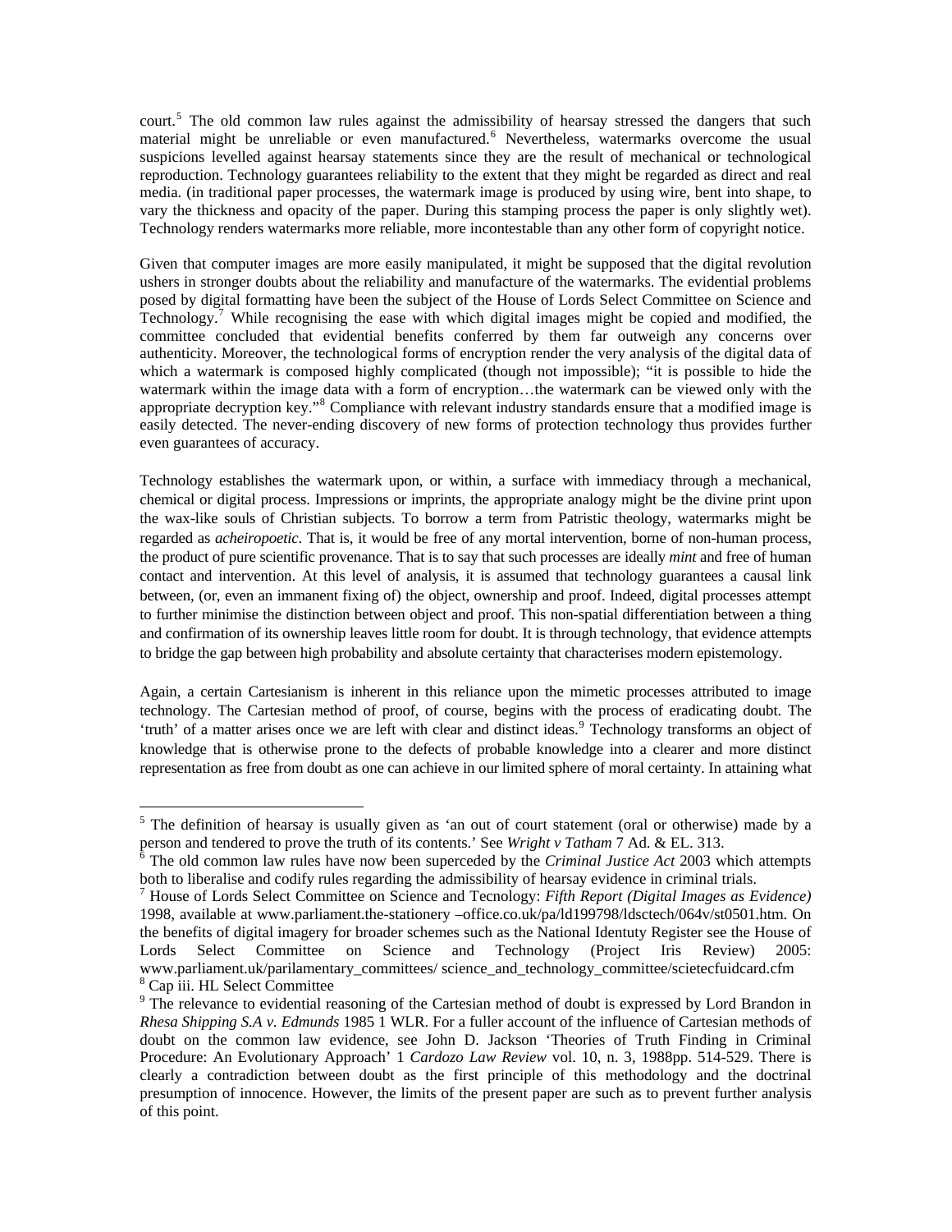court.[5] The old common law rules against the admissibility of hearsay stressed the dangers that such material might be unreliable or even manufactured.[6] Nevertheless, watermarks overcome the usual suspicions levelled against hearsay statements since they are the result of mechanical or technological reproduction. Technology guarantees reliability to the extent that they might be regarded as direct and real media. (in traditional paper processes, the watermark image is produced by using wire, bent into shape, to vary the thickness and opacity of the paper. During this stamping process the paper is only slightly wet). Technology renders watermarks more reliable, more incontestable than any other form of copyright notice.

Given that computer images are more easily manipulated, it might be supposed that the digital revolution ushers in stronger doubts about the reliability and manufacture of the watermarks. The evidential problems posed by digital formatting have been the subject of the House of Lords Select Committee on Science and Technology.[7] While recognising the ease with which digital images might be copied and modified, the committee concluded that evidential benefits conferred by them far outweigh any concerns over authenticity. Moreover, the technological forms of encryption render the very analysis of the digital data of which a watermark is composed highly complicated (though not impossible); "it is possible to hide the watermark within the image data with a form of encryption…the watermark can be viewed only with the appropriate decryption key."[8] Compliance with relevant industry standards ensure that a modified image is easily detected. The never-ending discovery of new forms of protection technology thus provides further even guarantees of accuracy.

Technology establishes the watermark upon, or within, a surface with immediacy through a mechanical, chemical or digital process. Impressions or imprints, the appropriate analogy might be the divine print upon the wax-like souls of Christian subjects. To borrow a term from Patristic theology, watermarks might be regarded as *acheiropoetic*. That is, it would be free of any mortal intervention, borne of non-human process, the product of pure scientific provenance. That is to say that such processes are ideally *mint* and free of human contact and intervention. At this level of analysis, it is assumed that technology guarantees a causal link between, (or, even an immanent fixing of) the object, ownership and proof. Indeed, digital processes attempt to further minimise the distinction between object and proof. This non-spatial differentiation between a thing and confirmation of its ownership leaves little room for doubt. It is through technology, that evidence attempts to bridge the gap between high probability and absolute certainty that characterises modern epistemology.

Again, a certain Cartesianism is inherent in this reliance upon the mimetic processes attributed to image technology. The Cartesian method of proof, of course, begins with the process of eradicating doubt. The 'truth' of a matter arises once we are left with clear and distinct ideas.[9] Technology transforms an object of knowledge that is otherwise prone to the defects of probable knowledge into a clearer and more distinct representation as free from doubt as one can achieve in our limited sphere of moral certainty. In attaining what

---

[5] The definition of hearsay is usually given as 'an out of court statement (oral or otherwise) made by a person and tendered to prove the truth of its contents.' See *Wright v Tatham* 7 Ad. & EL. 313.

[6] The old common law rules have now been superceded by the *Criminal Justice Act* 2003 which attempts both to liberalise and codify rules regarding the admissibility of hearsay evidence in criminal trials.

[7] House of Lords Select Committee on Science and Tecnology: *Fifth Report (Digital Images as Evidence)* 1998, available at www.parliament.the-stationery –office.co.uk/pa/ld199798/ldsctech/064v/st0501.htm. On the benefits of digital imagery for broader schemes such as the National Identuty Register see the House of Lords Select Committee on Science and Technology (Project Iris Review) 2005: www.parliament.uk/parilamentary_committees/ science_and_technology_committee/scietecfuidcard.cfm

[8] Cap iii. HL Select Committee

[9] The relevance to evidential reasoning of the Cartesian method of doubt is expressed by Lord Brandon in *Rhesa Shipping S.A v. Edmunds* 1985 1 WLR. For a fuller account of the influence of Cartesian methods of doubt on the common law evidence, see John D. Jackson 'Theories of Truth Finding in Criminal Procedure: An Evolutionary Approach' 1 *Cardozo Law Review* vol. 10, n. 3, 1988pp. 514-529. There is clearly a contradiction between doubt as the first principle of this methodology and the doctrinal presumption of innocence. However, the limits of the present paper are such as to prevent further analysis of this point.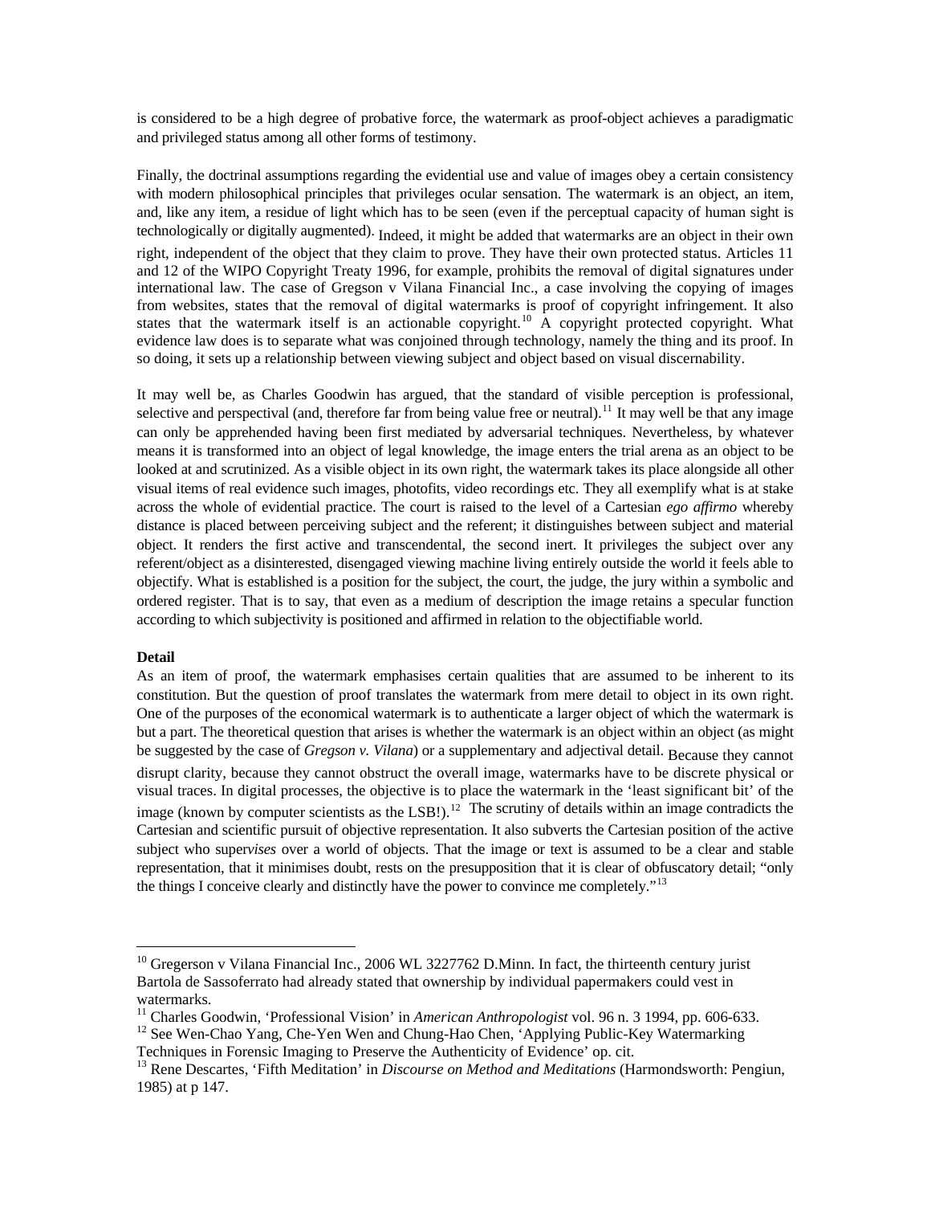is considered to be a high degree of probative force, the watermark as proof-object achieves a paradigmatic and privileged status among all other forms of testimony.

Finally, the doctrinal assumptions regarding the evidential use and value of images obey a certain consistency with modern philosophical principles that privileges ocular sensation. The watermark is an object, an item, and, like any item, a residue of light which has to be seen (even if the perceptual capacity of human sight is technologically or digitally augmented). Indeed, it might be added that watermarks are an object in their own right, independent of the object that they claim to prove. They have their own protected status. Articles 11 and 12 of the WIPO Copyright Treaty 1996, for example, prohibits the removal of digital signatures under international law. The case of Gregson v Vilana Financial Inc., a case involving the copying of images from websites, states that the removal of digital watermarks is proof of copyright infringement. It also states that the watermark itself is an actionable copyright.[10] A copyright protected copyright. What evidence law does is to separate what was conjoined through technology, namely the thing and its proof. In so doing, it sets up a relationship between viewing subject and object based on visual discernability.

It may well be, as Charles Goodwin has argued, that the standard of visible perception is professional, selective and perspectival (and, therefore far from being value free or neutral).[11] It may well be that any image can only be apprehended having been first mediated by adversarial techniques. Nevertheless, by whatever means it is transformed into an object of legal knowledge, the image enters the trial arena as an object to be looked at and scrutinized. As a visible object in its own right, the watermark takes its place alongside all other visual items of real evidence such images, photofits, video recordings etc. They all exemplify what is at stake across the whole of evidential practice. The court is raised to the level of a Cartesian *ego affirmo* whereby distance is placed between perceiving subject and the referent; it distinguishes between subject and material object. It renders the first active and transcendental, the second inert. It privileges the subject over any referent/object as a disinterested, disengaged viewing machine living entirely outside the world it feels able to objectify. What is established is a position for the subject, the court, the judge, the jury within a symbolic and ordered register. That is to say, that even as a medium of description the image retains a specular function according to which subjectivity is positioned and affirmed in relation to the objectifiable world.

**Detail**

As an item of proof, the watermark emphasises certain qualities that are assumed to be inherent to its constitution. But the question of proof translates the watermark from mere detail to object in its own right. One of the purposes of the economical watermark is to authenticate a larger object of which the watermark is but a part. The theoretical question that arises is whether the watermark is an object within an object (as might be suggested by the case of *Gregson v. Vilana*) or a supplementary and adjectival detail. Because they cannot disrupt clarity, because they cannot obstruct the overall image, watermarks have to be discrete physical or visual traces. In digital processes, the objective is to place the watermark in the 'least significant bit' of the image (known by computer scientists as the LSB!).[12] The scrutiny of details within an image contradicts the Cartesian and scientific pursuit of objective representation. It also subverts the Cartesian position of the active subject who super*vises* over a world of objects. That the image or text is assumed to be a clear and stable representation, that it minimises doubt, rests on the presupposition that it is clear of obfuscatory detail; "only the things I conceive clearly and distinctly have the power to convince me completely."[13]

---

[10] Gregerson v Vilana Financial Inc., 2006 WL 3227762 D.Minn. In fact, the thirteenth century jurist Bartola de Sassoferrato had already stated that ownership by individual papermakers could vest in watermarks.

[11] Charles Goodwin, 'Professional Vision' in *American Anthropologist* vol. 96 n. 3 1994, pp. 606-633.

[12] See Wen-Chao Yang, Che-Yen Wen and Chung-Hao Chen, 'Applying Public-Key Watermarking Techniques in Forensic Imaging to Preserve the Authenticity of Evidence' op. cit.

[13] Rene Descartes, 'Fifth Meditation' in *Discourse on Method and Meditations* (Harmondsworth: Pengiun, 1985) at p 147.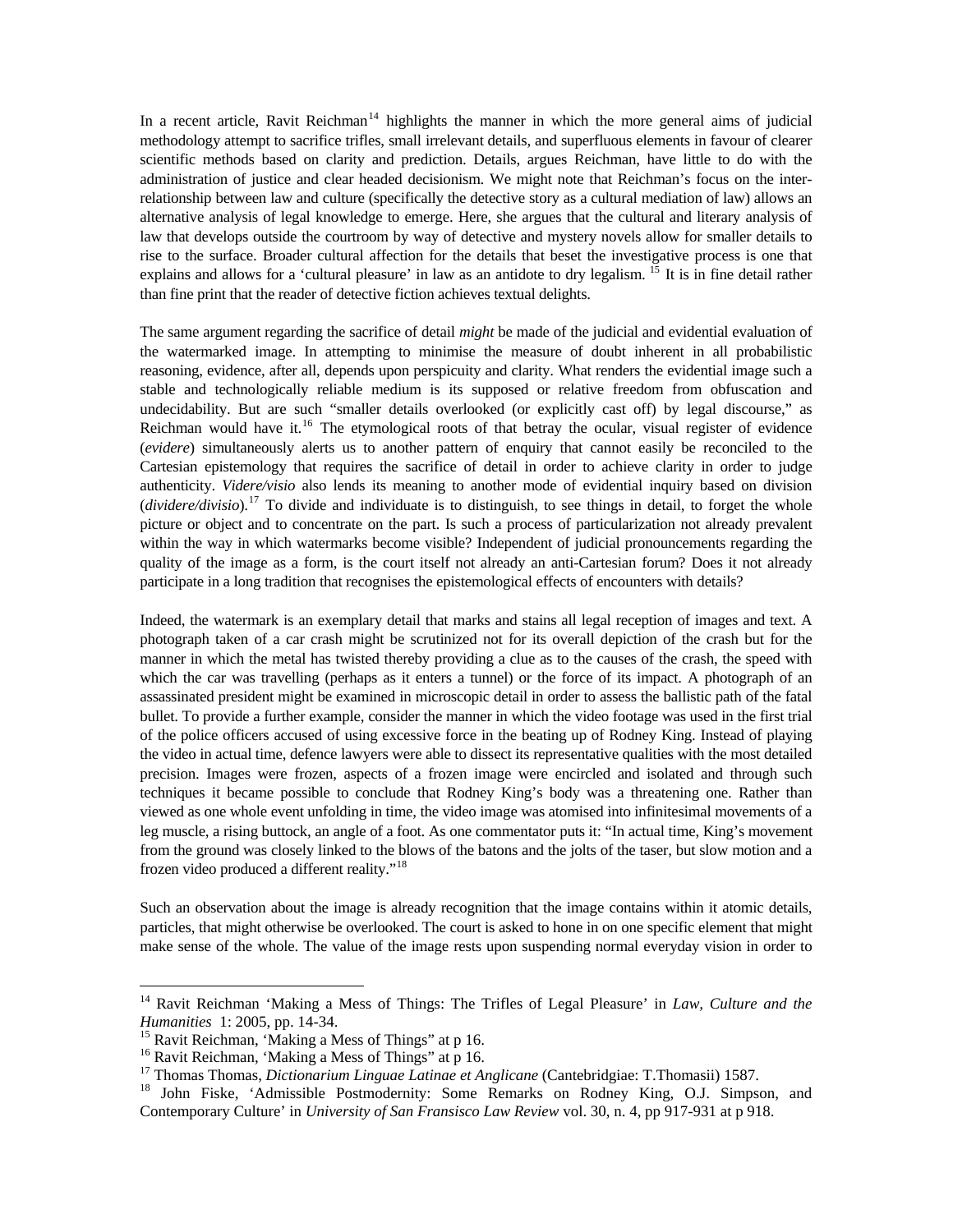In a recent article, Ravit Reichman[14] highlights the manner in which the more general aims of judicial methodology attempt to sacrifice trifles, small irrelevant details, and superfluous elements in favour of clearer scientific methods based on clarity and prediction. Details, argues Reichman, have little to do with the administration of justice and clear headed decisionism. We might note that Reichman's focus on the inter-relationship between law and culture (specifically the detective story as a cultural mediation of law) allows an alternative analysis of legal knowledge to emerge. Here, she argues that the cultural and literary analysis of law that develops outside the courtroom by way of detective and mystery novels allow for smaller details to rise to the surface. Broader cultural affection for the details that beset the investigative process is one that explains and allows for a 'cultural pleasure' in law as an antidote to dry legalism. [15] It is in fine detail rather than fine print that the reader of detective fiction achieves textual delights.

The same argument regarding the sacrifice of detail *might* be made of the judicial and evidential evaluation of the watermarked image. In attempting to minimise the measure of doubt inherent in all probabilistic reasoning, evidence, after all, depends upon perspicuity and clarity. What renders the evidential image such a stable and technologically reliable medium is its supposed or relative freedom from obfuscation and undecidability. But are such "smaller details overlooked (or explicitly cast off) by legal discourse," as Reichman would have it.[16] The etymological roots of that betray the ocular, visual register of evidence (*evidere*) simultaneously alerts us to another pattern of enquiry that cannot easily be reconciled to the Cartesian epistemology that requires the sacrifice of detail in order to achieve clarity in order to judge authenticity. *Videre/visio* also lends its meaning to another mode of evidential inquiry based on division (*dividere/divisio*).[17] To divide and individuate is to distinguish, to see things in detail, to forget the whole picture or object and to concentrate on the part. Is such a process of particularization not already prevalent within the way in which watermarks become visible? Independent of judicial pronouncements regarding the quality of the image as a form, is the court itself not already an anti-Cartesian forum? Does it not already participate in a long tradition that recognises the epistemological effects of encounters with details?

Indeed, the watermark is an exemplary detail that marks and stains all legal reception of images and text. A photograph taken of a car crash might be scrutinized not for its overall depiction of the crash but for the manner in which the metal has twisted thereby providing a clue as to the causes of the crash, the speed with which the car was travelling (perhaps as it enters a tunnel) or the force of its impact. A photograph of an assassinated president might be examined in microscopic detail in order to assess the ballistic path of the fatal bullet. To provide a further example, consider the manner in which the video footage was used in the first trial of the police officers accused of using excessive force in the beating up of Rodney King. Instead of playing the video in actual time, defence lawyers were able to dissect its representative qualities with the most detailed precision. Images were frozen, aspects of a frozen image were encircled and isolated and through such techniques it became possible to conclude that Rodney King's body was a threatening one. Rather than viewed as one whole event unfolding in time, the video image was atomised into infinitesimal movements of a leg muscle, a rising buttock, an angle of a foot. As one commentator puts it: "In actual time, King's movement from the ground was closely linked to the blows of the batons and the jolts of the taser, but slow motion and a frozen video produced a different reality."[18]

Such an observation about the image is already recognition that the image contains within it atomic details, particles, that might otherwise be overlooked. The court is asked to hone in on one specific element that might make sense of the whole. The value of the image rests upon suspending normal everyday vision in order to

---

[14] Ravit Reichman 'Making a Mess of Things: The Trifles of Legal Pleasure' in *Law, Culture and the Humanities* 1: 2005, pp. 14-34.

[15] Ravit Reichman, 'Making a Mess of Things" at p 16.

[16] Ravit Reichman, 'Making a Mess of Things" at p 16.

[17] Thomas Thomas, *Dictionarium Linguae Latinae et Anglicane* (Cantebridgiae: T.Thomasii) 1587.

[18] John Fiske, 'Admissible Postmodernity: Some Remarks on Rodney King, O.J. Simpson, and Contemporary Culture' in *University of San Fransisco Law Review* vol. 30, n. 4, pp 917-931 at p 918.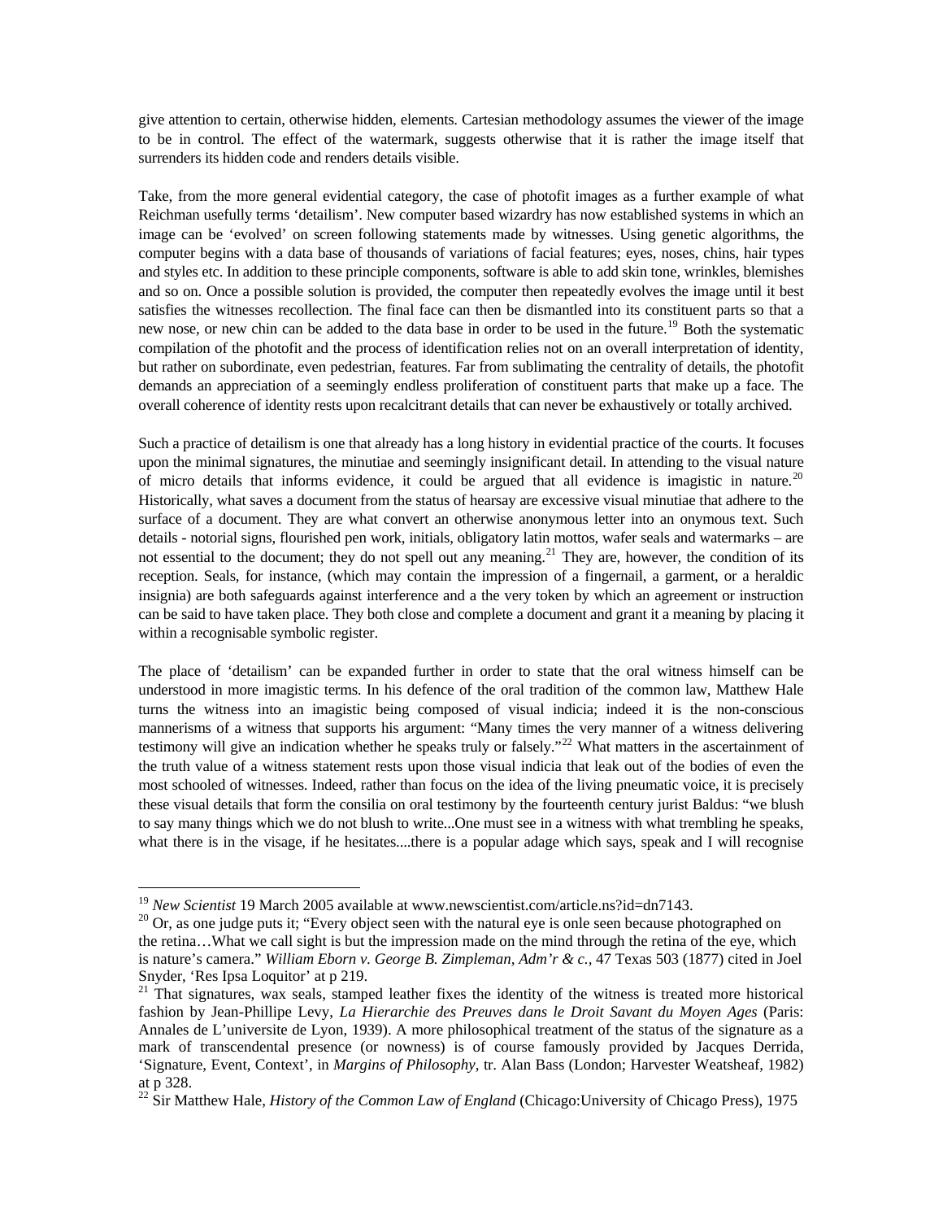give attention to certain, otherwise hidden, elements. Cartesian methodology assumes the viewer of the image to be in control. The effect of the watermark, suggests otherwise that it is rather the image itself that surrenders its hidden code and renders details visible.

Take, from the more general evidential category, the case of photofit images as a further example of what Reichman usefully terms 'detailism'. New computer based wizardry has now established systems in which an image can be 'evolved' on screen following statements made by witnesses. Using genetic algorithms, the computer begins with a data base of thousands of variations of facial features; eyes, noses, chins, hair types and styles etc. In addition to these principle components, software is able to add skin tone, wrinkles, blemishes and so on. Once a possible solution is provided, the computer then repeatedly evolves the image until it best satisfies the witnesses recollection. The final face can then be dismantled into its constituent parts so that a new nose, or new chin can be added to the data base in order to be used in the future.[19] Both the systematic compilation of the photofit and the process of identification relies not on an overall interpretation of identity, but rather on subordinate, even pedestrian, features. Far from sublimating the centrality of details, the photofit demands an appreciation of a seemingly endless proliferation of constituent parts that make up a face. The overall coherence of identity rests upon recalcitrant details that can never be exhaustively or totally archived.

Such a practice of detailism is one that already has a long history in evidential practice of the courts. It focuses upon the minimal signatures, the minutiae and seemingly insignificant detail. In attending to the visual nature of micro details that informs evidence, it could be argued that all evidence is imagistic in nature.[20] Historically, what saves a document from the status of hearsay are excessive visual minutiae that adhere to the surface of a document. They are what convert an otherwise anonymous letter into an onymous text. Such details - notorial signs, flourished pen work, initials, obligatory latin mottos, wafer seals and watermarks – are not essential to the document; they do not spell out any meaning.[21] They are, however, the condition of its reception. Seals, for instance, (which may contain the impression of a fingernail, a garment, or a heraldic insignia) are both safeguards against interference and a the very token by which an agreement or instruction can be said to have taken place. They both close and complete a document and grant it a meaning by placing it within a recognisable symbolic register.

The place of 'detailism' can be expanded further in order to state that the oral witness himself can be understood in more imagistic terms. In his defence of the oral tradition of the common law, Matthew Hale turns the witness into an imagistic being composed of visual indicia; indeed it is the non-conscious mannerisms of a witness that supports his argument: "Many times the very manner of a witness delivering testimony will give an indication whether he speaks truly or falsely."[22] What matters in the ascertainment of the truth value of a witness statement rests upon those visual indicia that leak out of the bodies of even the most schooled of witnesses. Indeed, rather than focus on the idea of the living pneumatic voice, it is precisely these visual details that form the consilia on oral testimony by the fourteenth century jurist Baldus: "we blush to say many things which we do not blush to write...One must see in a witness with what trembling he speaks, what there is in the visage, if he hesitates....there is a popular adage which says, speak and I will recognise

---

[19] *New Scientist* 19 March 2005 available at www.newscientist.com/article.ns?id=dn7143.

[20] Or, as one judge puts it; "Every object seen with the natural eye is onle seen because photographed on the retina…What we call sight is but the impression made on the mind through the retina of the eye, which is nature's camera." *William Eborn v. George B. Zimpleman, Adm'r & c.,* 47 Texas 503 (1877) cited in Joel Snyder, 'Res Ipsa Loquitor' at p 219.

[21] That signatures, wax seals, stamped leather fixes the identity of the witness is treated more historical fashion by Jean-Phillipe Levy, *La Hierarchie des Preuves dans le Droit Savant du Moyen Ages* (Paris: Annales de L'universite de Lyon, 1939). A more philosophical treatment of the status of the signature as a mark of transcendental presence (or nowness) is of course famously provided by Jacques Derrida, 'Signature, Event, Context', in *Margins of Philosophy*, tr. Alan Bass (London; Harvester Weatsheaf, 1982) at p 328.

[22] Sir Matthew Hale, *History of the Common Law of England* (Chicago:University of Chicago Press), 1975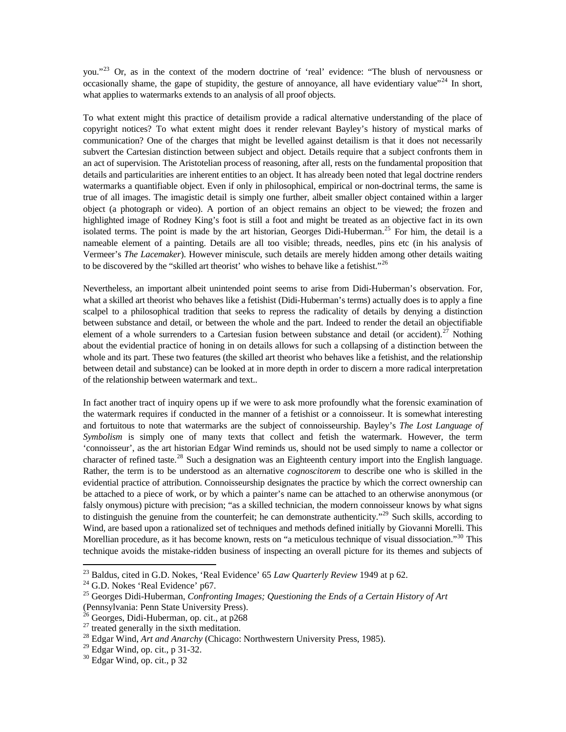you."[23] Or, as in the context of the modern doctrine of 'real' evidence: "The blush of nervousness or occasionally shame, the gape of stupidity, the gesture of annoyance, all have evidentiary value"[24] In short, what applies to watermarks extends to an analysis of all proof objects.

To what extent might this practice of detailism provide a radical alternative understanding of the place of copyright notices? To what extent might does it render relevant Bayley's history of mystical marks of communication? One of the charges that might be levelled against detailism is that it does not necessarily subvert the Cartesian distinction between subject and object. Details require that a subject confronts them in an act of supervision. The Aristotelian process of reasoning, after all, rests on the fundamental proposition that details and particularities are inherent entities to an object. It has already been noted that legal doctrine renders watermarks a quantifiable object. Even if only in philosophical, empirical or non-doctrinal terms, the same is true of all images. The imagistic detail is simply one further, albeit smaller object contained within a larger object (a photograph or video). A portion of an object remains an object to be viewed; the frozen and highlighted image of Rodney King's foot is still a foot and might be treated as an objective fact in its own isolated terms. The point is made by the art historian, Georges Didi-Huberman.[25] For him, the detail is a nameable element of a painting. Details are all too visible; threads, needles, pins etc (in his analysis of Vermeer's *The Lacemaker*). However miniscule, such details are merely hidden among other details waiting to be discovered by the "skilled art theorist' who wishes to behave like a fetishist."[26]

Nevertheless, an important albeit unintended point seems to arise from Didi-Huberman's observation. For, what a skilled art theorist who behaves like a fetishist (Didi-Huberman's terms) actually does is to apply a fine scalpel to a philosophical tradition that seeks to repress the radicality of details by denying a distinction between substance and detail, or between the whole and the part. Indeed to render the detail an objectifiable element of a whole surrenders to a Cartesian fusion between substance and detail (or accident).[27] Nothing about the evidential practice of honing in on details allows for such a collapsing of a distinction between the whole and its part. These two features (the skilled art theorist who behaves like a fetishist, and the relationship between detail and substance) can be looked at in more depth in order to discern a more radical interpretation of the relationship between watermark and text..

In fact another tract of inquiry opens up if we were to ask more profoundly what the forensic examination of the watermark requires if conducted in the manner of a fetishist or a connoisseur. It is somewhat interesting and fortuitous to note that watermarks are the subject of connoisseurship. Bayley's *The Lost Language of Symbolism* is simply one of many texts that collect and fetish the watermark. However, the term 'connoisseur', as the art historian Edgar Wind reminds us, should not be used simply to name a collector or character of refined taste.[28] Such a designation was an Eighteenth century import into the English language. Rather, the term is to be understood as an alternative *cognoscitorem* to describe one who is skilled in the evidential practice of attribution. Connoisseurship designates the practice by which the correct ownership can be attached to a piece of work, or by which a painter's name can be attached to an otherwise anonymous (or falsly onymous) picture with precision; "as a skilled technician, the modern connoisseur knows by what signs to distinguish the genuine from the counterfeit; he can demonstrate authenticity."[29] Such skills, according to Wind, are based upon a rationalized set of techniques and methods defined initially by Giovanni Morelli. This Morellian procedure, as it has become known, rests on "a meticulous technique of visual dissociation."[30] This technique avoids the mistake-ridden business of inspecting an overall picture for its themes and subjects of

---

[23] Baldus, cited in G.D. Nokes, 'Real Evidence' 65 *Law Quarterly Review* 1949 at p 62.

[24] G.D. Nokes 'Real Evidence' p67.

[25] Georges Didi-Huberman, *Confronting Images; Questioning the Ends of a Certain History of Art* (Pennsylvania: Penn State University Press).

[26] Georges, Didi-Huberman, op. cit., at p268

[27] treated generally in the sixth meditation.

[28] Edgar Wind, *Art and Anarchy* (Chicago: Northwestern University Press, 1985).

[29] Edgar Wind, op. cit., p 31-32.

[30] Edgar Wind, op. cit., p 32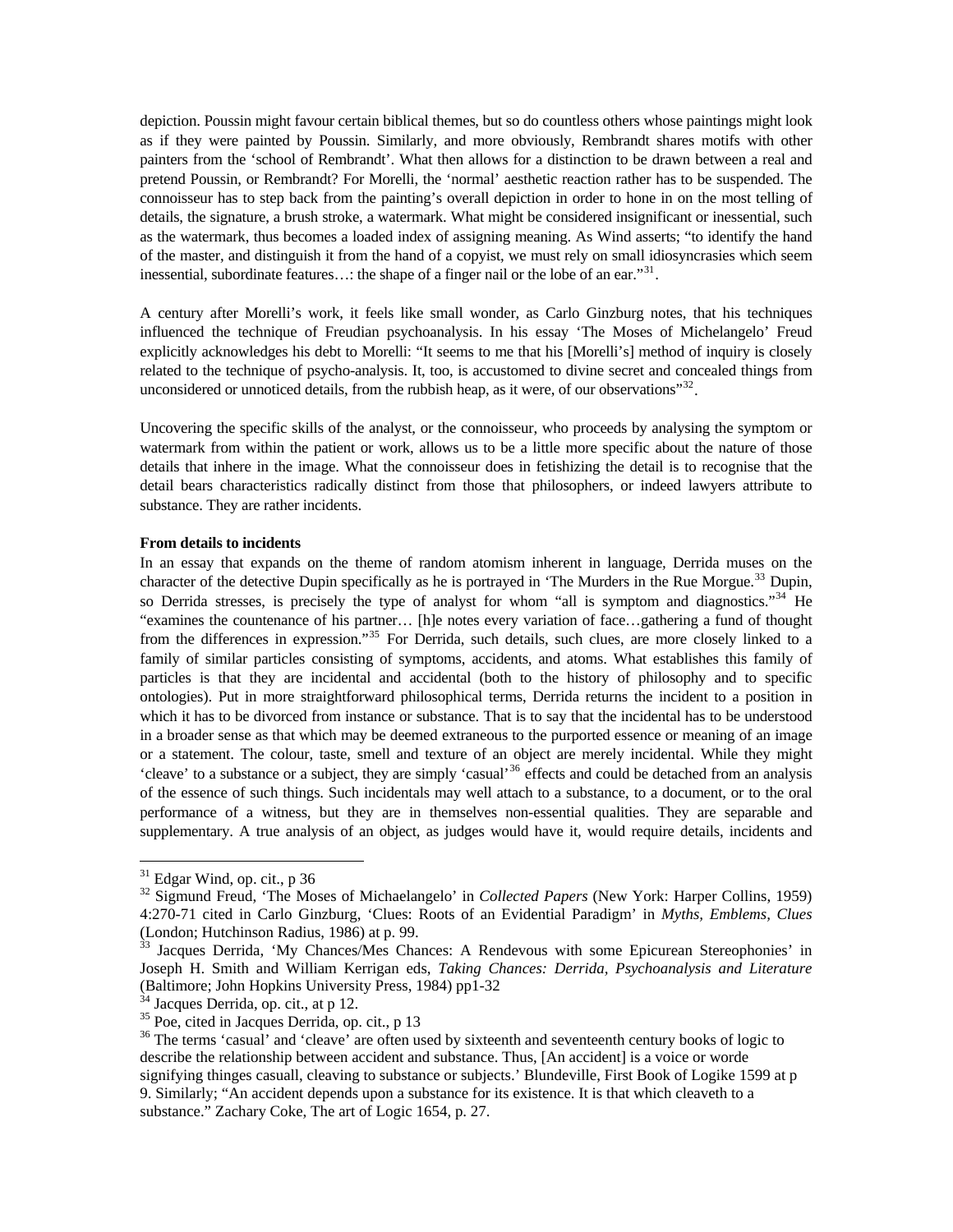depiction. Poussin might favour certain biblical themes, but so do countless others whose paintings might look as if they were painted by Poussin. Similarly, and more obviously, Rembrandt shares motifs with other painters from the 'school of Rembrandt'. What then allows for a distinction to be drawn between a real and pretend Poussin, or Rembrandt? For Morelli, the 'normal' aesthetic reaction rather has to be suspended. The connoisseur has to step back from the painting's overall depiction in order to hone in on the most telling of details, the signature, a brush stroke, a watermark. What might be considered insignificant or inessential, such as the watermark, thus becomes a loaded index of assigning meaning. As Wind asserts; "to identify the hand of the master, and distinguish it from the hand of a copyist, we must rely on small idiosyncrasies which seem inessential, subordinate features…: the shape of a finger nail or the lobe of an ear."[31].

A century after Morelli's work, it feels like small wonder, as Carlo Ginzburg notes, that his techniques influenced the technique of Freudian psychoanalysis. In his essay 'The Moses of Michelangelo' Freud explicitly acknowledges his debt to Morelli: "It seems to me that his [Morelli's] method of inquiry is closely related to the technique of psycho-analysis. It, too, is accustomed to divine secret and concealed things from unconsidered or unnoticed details, from the rubbish heap, as it were, of our observations"[32].

Uncovering the specific skills of the analyst, or the connoisseur, who proceeds by analysing the symptom or watermark from within the patient or work, allows us to be a little more specific about the nature of those details that inhere in the image. What the connoisseur does in fetishizing the detail is to recognise that the detail bears characteristics radically distinct from those that philosophers, or indeed lawyers attribute to substance. They are rather incidents.

**From details to incidents**

In an essay that expands on the theme of random atomism inherent in language, Derrida muses on the character of the detective Dupin specifically as he is portrayed in 'The Murders in the Rue Morgue.[33] Dupin, so Derrida stresses, is precisely the type of analyst for whom "all is symptom and diagnostics."[34] He "examines the countenance of his partner… [h]e notes every variation of face…gathering a fund of thought from the differences in expression."[35] For Derrida, such details, such clues, are more closely linked to a family of similar particles consisting of symptoms, accidents, and atoms. What establishes this family of particles is that they are incidental and accidental (both to the history of philosophy and to specific ontologies). Put in more straightforward philosophical terms, Derrida returns the incident to a position in which it has to be divorced from instance or substance. That is to say that the incidental has to be understood in a broader sense as that which may be deemed extraneous to the purported essence or meaning of an image or a statement. The colour, taste, smell and texture of an object are merely incidental. While they might 'cleave' to a substance or a subject, they are simply 'casual'[36] effects and could be detached from an analysis of the essence of such things. Such incidentals may well attach to a substance, to a document, or to the oral performance of a witness, but they are in themselves non-essential qualities. They are separable and supplementary. A true analysis of an object, as judges would have it, would require details, incidents and

---

[31] Edgar Wind, op. cit., p 36

[32] Sigmund Freud, 'The Moses of Michaelangelo' in *Collected Papers* (New York: Harper Collins, 1959) 4:270-71 cited in Carlo Ginzburg, 'Clues: Roots of an Evidential Paradigm' in *Myths, Emblems, Clues* (London; Hutchinson Radius, 1986) at p. 99.

[33] Jacques Derrida, 'My Chances/Mes Chances: A Rendevous with some Epicurean Stereophonies' in Joseph H. Smith and William Kerrigan eds, *Taking Chances: Derrida, Psychoanalysis and Literature* (Baltimore; John Hopkins University Press, 1984) pp1-32

[34] Jacques Derrida, op. cit., at p 12.

[35] Poe, cited in Jacques Derrida, op. cit., p 13

[36] The terms 'casual' and 'cleave' are often used by sixteenth and seventeenth century books of logic to describe the relationship between accident and substance. Thus, [An accident] is a voice or worde signifying thinges casuall, cleaving to substance or subjects.' Blundeville, First Book of Logike 1599 at p 9. Similarly; "An accident depends upon a substance for its existence. It is that which cleaveth to a substance." Zachary Coke, The art of Logic 1654, p. 27.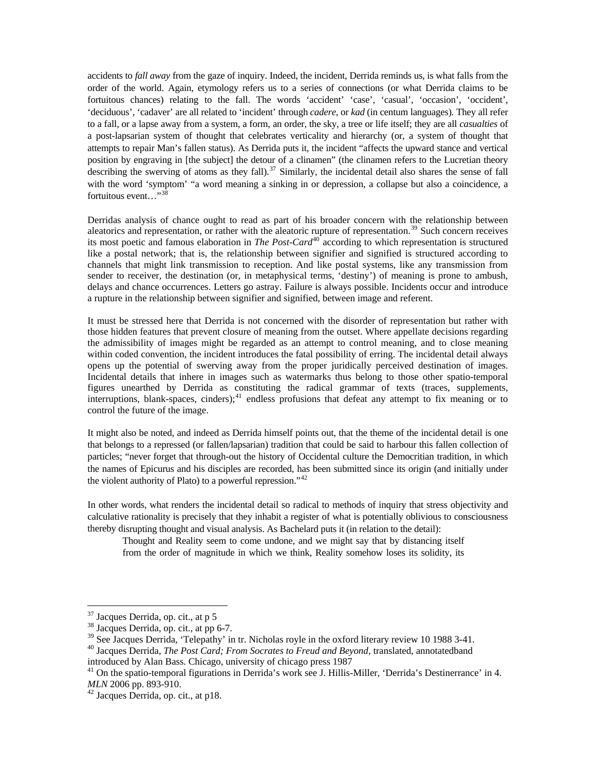accidents to *fall away* from the gaze of inquiry. Indeed, the incident, Derrida reminds us, is what falls from the order of the world. Again, etymology refers us to a series of connections (or what Derrida claims to be fortuitous chances) relating to the fall. The words 'accident' 'case', 'casual', 'occasion', 'occident', 'deciduous', 'cadaver' are all related to 'incident' through *cadere*, or *kad* (in centum languages). They all refer to a fall, or a lapse away from a system, a form, an order, the sky, a tree or life itself; they are all *casualties* of a post-lapsarian system of thought that celebrates verticality and hierarchy (or, a system of thought that attempts to repair Man's fallen status). As Derrida puts it, the incident "affects the upward stance and vertical position by engraving in [the subject] the detour of a clinamen" (the clinamen refers to the Lucretian theory describing the swerving of atoms as they fall).[37] Similarly, the incidental detail also shares the sense of fall with the word 'symptom' "a word meaning a sinking in or depression, a collapse but also a coincidence, a fortuitous event…"[38]

Derridas analysis of chance ought to read as part of his broader concern with the relationship between aleatorics and representation, or rather with the aleatoric rupture of representation.[39] Such concern receives its most poetic and famous elaboration in *The Post-Card*[40] according to which representation is structured like a postal network; that is, the relationship between signifier and signified is structured according to channels that might link transmission to reception. And like postal systems, like any transmission from sender to receiver, the destination (or, in metaphysical terms, 'destiny') of meaning is prone to ambush, delays and chance occurrences. Letters go astray. Failure is always possible. Incidents occur and introduce a rupture in the relationship between signifier and signified, between image and referent.

It must be stressed here that Derrida is not concerned with the disorder of representation but rather with those hidden features that prevent closure of meaning from the outset. Where appellate decisions regarding the admissibility of images might be regarded as an attempt to control meaning, and to close meaning within coded convention, the incident introduces the fatal possibility of erring. The incidental detail always opens up the potential of swerving away from the proper juridically perceived destination of images. Incidental details that inhere in images such as watermarks thus belong to those other spatio-temporal figures unearthed by Derrida as constituting the radical grammar of texts (traces, supplements, interruptions, blank-spaces, cinders);[41] endless profusions that defeat any attempt to fix meaning or to control the future of the image.

It might also be noted, and indeed as Derrida himself points out, that the theme of the incidental detail is one that belongs to a repressed (or fallen/lapsarian) tradition that could be said to harbour this fallen collection of particles; "never forget that through-out the history of Occidental culture the Democritian tradition, in which the names of Epicurus and his disciples are recorded, has been submitted since its origin (and initially under the violent authority of Plato) to a powerful repression."[42]

In other words, what renders the incidental detail so radical to methods of inquiry that stress objectivity and calculative rationality is precisely that they inhabit a register of what is potentially oblivious to consciousness thereby disrupting thought and visual analysis. As Bachelard puts it (in relation to the detail):

> Thought and Reality seem to come undone, and we might say that by distancing itself from the order of magnitude in which we think, Reality somehow loses its solidity, its

---

[37] Jacques Derrida, op. cit., at p 5

[38] Jacques Derrida, op. cit., at pp 6-7.

[39] See Jacques Derrida, 'Telepathy' in tr. Nicholas royle in the oxford literary review 10 1988 3-41.

[40] Jacques Derrida, *The Post Card; From Socrates to Freud and Beyond*, translated, annotatedband introduced by Alan Bass. Chicago, university of chicago press 1987

[41] On the spatio-temporal figurations in Derrida's work see J. Hillis-Miller, 'Derrida's Destinerrance' in 4. *MLN* 2006 pp. 893-910.

[42] Jacques Derrida, op. cit., at p18.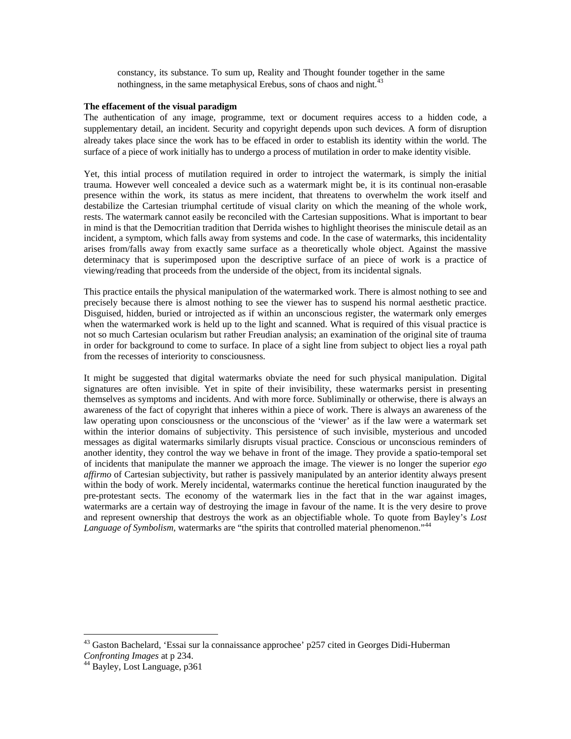> constancy, its substance. To sum up, Reality and Thought founder together in the same nothingness, in the same metaphysical Erebus, sons of chaos and night.[43]

**The effacement of the visual paradigm**

The authentication of any image, programme, text or document requires access to a hidden code, a supplementary detail, an incident. Security and copyright depends upon such devices. A form of disruption already takes place since the work has to be effaced in order to establish its identity within the world. The surface of a piece of work initially has to undergo a process of mutilation in order to make identity visible.

Yet, this intial process of mutilation required in order to introject the watermark, is simply the initial trauma. However well concealed a device such as a watermark might be, it is its continual non-erasable presence within the work, its status as mere incident, that threatens to overwhelm the work itself and destabilize the Cartesian triumphal certitude of visual clarity on which the meaning of the whole work, rests. The watermark cannot easily be reconciled with the Cartesian suppositions. What is important to bear in mind is that the Democritian tradition that Derrida wishes to highlight theorises the miniscule detail as an incident, a symptom, which falls away from systems and code. In the case of watermarks, this incidentality arises from/falls away from exactly same surface as a theoretically whole object. Against the massive determinacy that is superimposed upon the descriptive surface of an piece of work is a practice of viewing/reading that proceeds from the underside of the object, from its incidental signals.

This practice entails the physical manipulation of the watermarked work. There is almost nothing to see and precisely because there is almost nothing to see the viewer has to suspend his normal aesthetic practice. Disguised, hidden, buried or introjected as if within an unconscious register, the watermark only emerges when the watermarked work is held up to the light and scanned. What is required of this visual practice is not so much Cartesian ocularism but rather Freudian analysis; an examination of the original site of trauma in order for background to come to surface. In place of a sight line from subject to object lies a royal path from the recesses of interiority to consciousness.

It might be suggested that digital watermarks obviate the need for such physical manipulation. Digital signatures are often invisible. Yet in spite of their invisibility, these watermarks persist in presenting themselves as symptoms and incidents. And with more force. Subliminally or otherwise, there is always an awareness of the fact of copyright that inheres within a piece of work. There is always an awareness of the law operating upon consciousness or the unconscious of the 'viewer' as if the law were a watermark set within the interior domains of subjectivity. This persistence of such invisible, mysterious and uncoded messages as digital watermarks similarly disrupts visual practice. Conscious or unconscious reminders of another identity, they control the way we behave in front of the image. They provide a spatio-temporal set of incidents that manipulate the manner we approach the image. The viewer is no longer the superior *ego affirmo* of Cartesian subjectivity, but rather is passively manipulated by an anterior identity always present within the body of work. Merely incidental, watermarks continue the heretical function inaugurated by the pre-protestant sects. The economy of the watermark lies in the fact that in the war against images, watermarks are a certain way of destroying the image in favour of the name. It is the very desire to prove and represent ownership that destroys the work as an objectifiable whole. To quote from Bayley's *Lost Language of Symbolism*, watermarks are "the spirits that controlled material phenomenon."[44]

---

[43] Gaston Bachelard, 'Essai sur la connaissance approchee' p257 cited in Georges Didi-Huberman *Confronting Images* at p 234.

[44] Bayley, Lost Language, p361